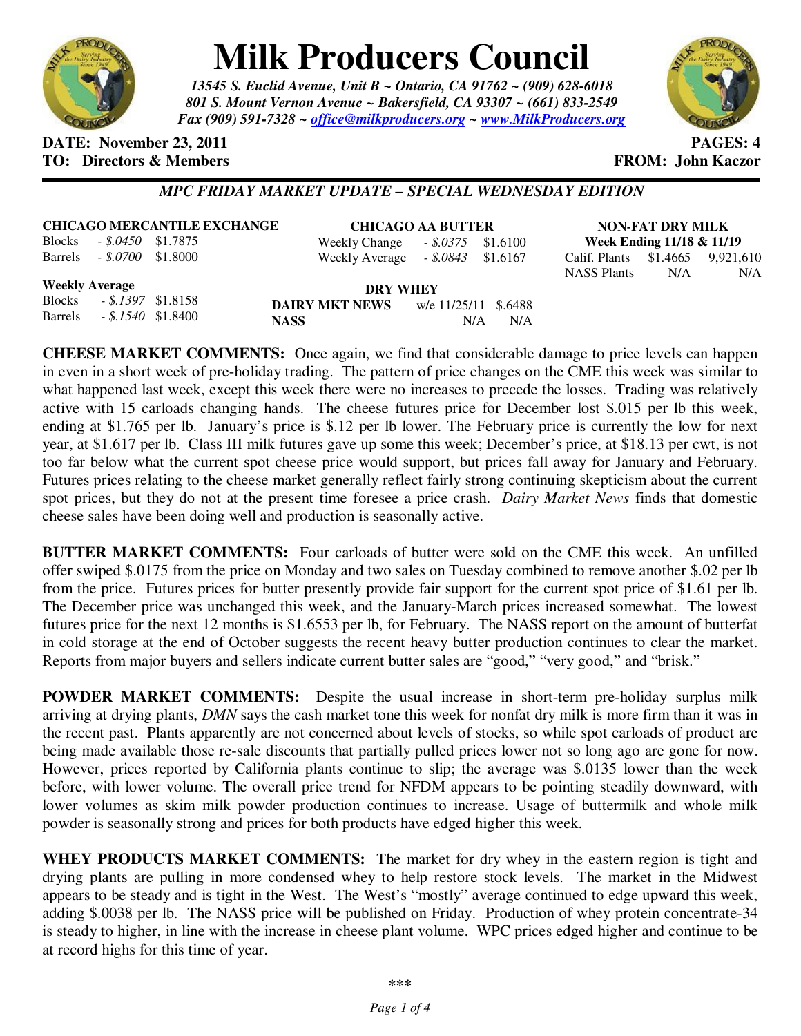# Milk Producers Council

*13545 S. Euclid Avenue, Unit B ~ Ontario, CA 91762 ~ (909) 628-6018*
*801 S. Mount Vernon Avenue ~ Bakersfield, CA 93307 ~ (661) 833-2549*
*Fax (909) 591-7328 ~ office@milkproducers.org ~ www.MilkProducers.org*

**DATE: November 23, 2011** **PAGES: 4**
**TO: Directors & Members** **FROM: John Kaczor**

---

***MPC FRIDAY MARKET UPDATE – SPECIAL WEDNESDAY EDITION***

**CHICAGO MERCANTILE EXCHANGE**

| | | |
|---|---|---|
| Blocks | *- $.0450* | $1.7875 |
| Barrels | *- $.0700* | $1.8000 |

**Weekly Average**

| | | |
|---|---|---|
| Blocks | *- $.1397* | $1.8158 |
| Barrels | *- $.1540* | $1.8400 |

**CHICAGO AA BUTTER**

| | | |
|---|---|---|
| Weekly Change | *- $.0375* | $1.6100 |
| Weekly Average | *- $.0843* | $1.6167 |

**DRY WHEY**

| | | |
|---|---|---|
| **DAIRY MKT NEWS** | w/e 11/25/11 | $.6488 |
| **NASS** | N/A | N/A |

**NON-FAT DRY MILK**
**Week Ending 11/18 & 11/19**

| | | |
|---|---|---|
| Calif. Plants | $1.4665 | 9,921,610 |
| NASS Plants | N/A | N/A |

**CHEESE MARKET COMMENTS:** Once again, we find that considerable damage to price levels can happen in even in a short week of pre-holiday trading. The pattern of price changes on the CME this week was similar to what happened last week, except this week there were no increases to precede the losses. Trading was relatively active with 15 carloads changing hands. The cheese futures price for December lost $.015 per lb this week, ending at $1.765 per lb. January's price is $.12 per lb lower. The February price is currently the low for next year, at $1.617 per lb. Class III milk futures gave up some this week; December's price, at $18.13 per cwt, is not too far below what the current spot cheese price would support, but prices fall away for January and February. Futures prices relating to the cheese market generally reflect fairly strong continuing skepticism about the current spot prices, but they do not at the present time foresee a price crash. *Dairy Market News* finds that domestic cheese sales have been doing well and production is seasonally active.

**BUTTER MARKET COMMENTS:** Four carloads of butter were sold on the CME this week. An unfilled offer swiped $.0175 from the price on Monday and two sales on Tuesday combined to remove another $.02 per lb from the price. Futures prices for butter presently provide fair support for the current spot price of $1.61 per lb. The December price was unchanged this week, and the January-March prices increased somewhat. The lowest futures price for the next 12 months is $1.6553 per lb, for February. The NASS report on the amount of butterfat in cold storage at the end of October suggests the recent heavy butter production continues to clear the market. Reports from major buyers and sellers indicate current butter sales are "good," "very good," and "brisk."

**POWDER MARKET COMMENTS:** Despite the usual increase in short-term pre-holiday surplus milk arriving at drying plants, *DMN* says the cash market tone this week for nonfat dry milk is more firm than it was in the recent past. Plants apparently are not concerned about levels of stocks, so while spot carloads of product are being made available those re-sale discounts that partially pulled prices lower not so long ago are gone for now. However, prices reported by California plants continue to slip; the average was $.0135 lower than the week before, with lower volume. The overall price trend for NFDM appears to be pointing steadily downward, with lower volumes as skim milk powder production continues to increase. Usage of buttermilk and whole milk powder is seasonally strong and prices for both products have edged higher this week.

**WHEY PRODUCTS MARKET COMMENTS:** The market for dry whey in the eastern region is tight and drying plants are pulling in more condensed whey to help restore stock levels. The market in the Midwest appears to be steady and is tight in the West. The West's "mostly" average continued to edge upward this week, adding $.0038 per lb. The NASS price will be published on Friday. Production of whey protein concentrate-34 is steady to higher, in line with the increase in cheese plant volume. WPC prices edged higher and continue to be at record highs for this time of year.

***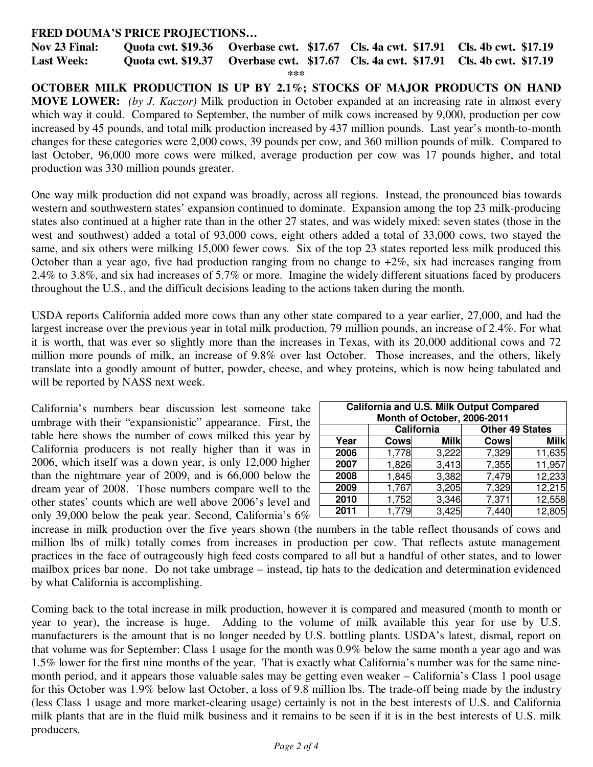**FRED DOUMA'S PRICE PROJECTIONS…**

| | | | | |
|---|---|---|---|---|
| **Nov 23 Final:** | **Quota cwt. $19.36** | **Overbase cwt. $17.67** | **Cls. 4a cwt. $17.91** | **Cls. 4b cwt. $17.19** |
| **Last Week:** | **Quota cwt. $19.37** | **Overbase cwt. $17.67** | **Cls. 4a cwt. $17.91** | **Cls. 4b cwt. $17.19** |

***

**OCTOBER MILK PRODUCTION IS UP BY 2.1%; STOCKS OF MAJOR PRODUCTS ON HAND MOVE LOWER:** *(by J. Kaczor)* Milk production in October expanded at an increasing rate in almost every which way it could. Compared to September, the number of milk cows increased by 9,000, production per cow increased by 45 pounds, and total milk production increased by 437 million pounds. Last year's month-to-month changes for these categories were 2,000 cows, 39 pounds per cow, and 360 million pounds of milk. Compared to last October, 96,000 more cows were milked, average production per cow was 17 pounds higher, and total production was 330 million pounds greater.

One way milk production did not expand was broadly, across all regions. Instead, the pronounced bias towards western and southwestern states' expansion continued to dominate. Expansion among the top 23 milk-producing states also continued at a higher rate than in the other 27 states, and was widely mixed: seven states (those in the west and southwest) added a total of 93,000 cows, eight others added a total of 33,000 cows, two stayed the same, and six others were milking 15,000 fewer cows. Six of the top 23 states reported less milk produced this October than a year ago, five had production ranging from no change to +2%, six had increases ranging from 2.4% to 3.8%, and six had increases of 5.7% or more. Imagine the widely different situations faced by producers throughout the U.S., and the difficult decisions leading to the actions taken during the month.

USDA reports California added more cows than any other state compared to a year earlier, 27,000, and had the largest increase over the previous year in total milk production, 79 million pounds, an increase of 2.4%. For what it is worth, that was ever so slightly more than the increases in Texas, with its 20,000 additional cows and 72 million more pounds of milk, an increase of 9.8% over last October. Those increases, and the others, likely translate into a goodly amount of butter, powder, cheese, and whey proteins, which is now being tabulated and will be reported by NASS next week.

**California and U.S. Milk Output Compared Month of October, 2006-2011**

| Year | California | | Other 49 States | |
|---|---|---|---|---|
| | Cows | Milk | Cows | Milk |
| 2006 | 1,778 | 3,222 | 7,329 | 11,635 |
| 2007 | 1,826 | 3,413 | 7,355 | 11,957 |
| 2008 | 1,845 | 3,382 | 7,479 | 12,233 |
| 2009 | 1,767 | 3,205 | 7,329 | 12,215 |
| 2010 | 1,752 | 3,346 | 7,371 | 12,558 |
| 2011 | 1,779 | 3,425 | 7,440 | 12,805 |

California's numbers bear discussion lest someone take umbrage with their "expansionistic" appearance. First, the table here shows the number of cows milked this year by California producers is not really higher than it was in 2006, which itself was a down year, is only 12,000 higher than the nightmare year of 2009, and is 66,000 below the dream year of 2008. Those numbers compare well to the other states' counts which are well above 2006's level and only 39,000 below the peak year. Second, California's 6% increase in milk production over the five years shown (the numbers in the table reflect thousands of cows and million lbs of milk) totally comes from increases in production per cow. That reflects astute management practices in the face of outrageously high feed costs compared to all but a handful of other states, and to lower mailbox prices bar none. Do not take umbrage – instead, tip hats to the dedication and determination evidenced by what California is accomplishing.

Coming back to the total increase in milk production, however it is compared and measured (month to month or year to year), the increase is huge. Adding to the volume of milk available this year for use by U.S. manufacturers is the amount that is no longer needed by U.S. bottling plants. USDA's latest, dismal, report on that volume was for September: Class 1 usage for the month was 0.9% below the same month a year ago and was 1.5% lower for the first nine months of the year. That is exactly what California's number was for the same nine-month period, and it appears those valuable sales may be getting even weaker – California's Class 1 pool usage for this October was 1.9% below last October, a loss of 9.8 million lbs. The trade-off being made by the industry (less Class 1 usage and more market-clearing usage) certainly is not in the best interests of U.S. and California milk plants that are in the fluid milk business and it remains to be seen if it is in the best interests of U.S. milk producers.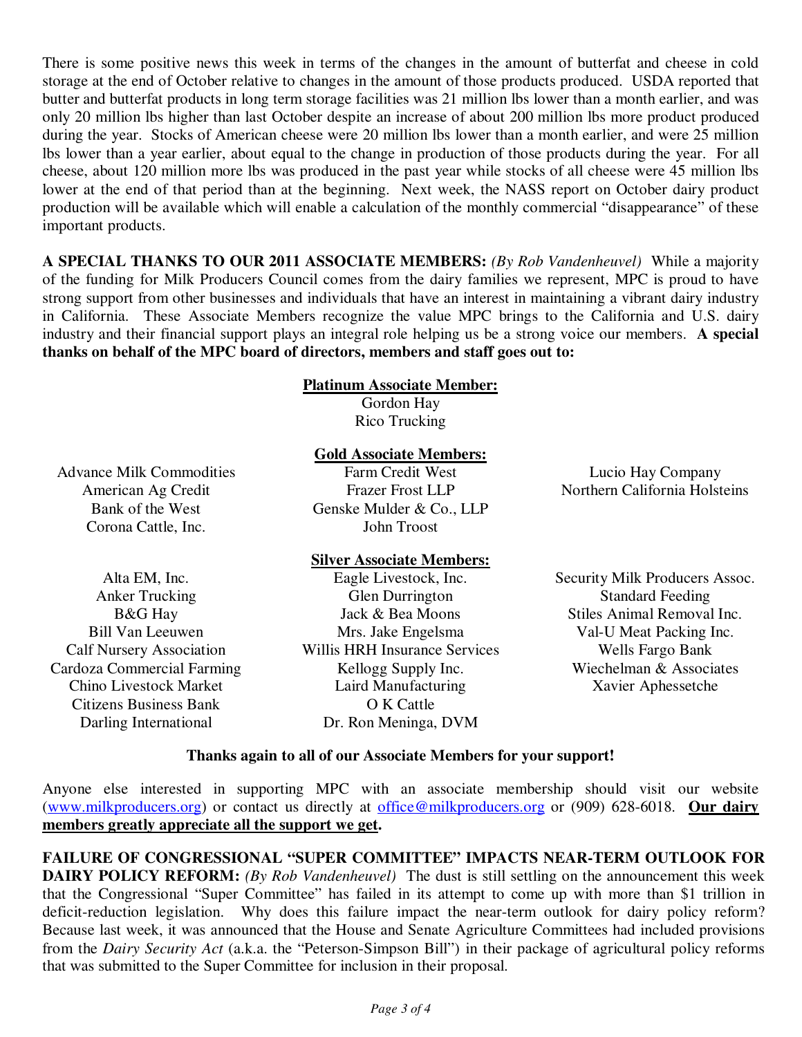There is some positive news this week in terms of the changes in the amount of butterfat and cheese in cold storage at the end of October relative to changes in the amount of those products produced. USDA reported that butter and butterfat products in long term storage facilities was 21 million lbs lower than a month earlier, and was only 20 million lbs higher than last October despite an increase of about 200 million lbs more product produced during the year. Stocks of American cheese were 20 million lbs lower than a month earlier, and were 25 million lbs lower than a year earlier, about equal to the change in production of those products during the year. For all cheese, about 120 million more lbs was produced in the past year while stocks of all cheese were 45 million lbs lower at the end of that period than at the beginning. Next week, the NASS report on October dairy product production will be available which will enable a calculation of the monthly commercial "disappearance" of these important products.

**A SPECIAL THANKS TO OUR 2011 ASSOCIATE MEMBERS:** *(By Rob Vandenheuvel)* While a majority of the funding for Milk Producers Council comes from the dairy families we represent, MPC is proud to have strong support from other businesses and individuals that have an interest in maintaining a vibrant dairy industry in California. These Associate Members recognize the value MPC brings to the California and U.S. dairy industry and their financial support plays an integral role helping us be a strong voice our members. **A special thanks on behalf of the MPC board of directors, members and staff goes out to:**

**<u>Platinum Associate Member:</u>**

Gordon Hay
Rico Trucking

**<u>Gold Associate Members:</u>**

Advance Milk Commodities
American Ag Credit
Bank of the West
Corona Cattle, Inc.
Farm Credit West
Frazer Frost LLP
Genske Mulder & Co., LLP
John Troost
Lucio Hay Company
Northern California Holsteins

**<u>Silver Associate Members:</u>**

Alta EM, Inc.
Anker Trucking
B&G Hay
Bill Van Leeuwen
Calf Nursery Association
Cardoza Commercial Farming
Chino Livestock Market
Citizens Business Bank
Darling International
Eagle Livestock, Inc.
Glen Durrington
Jack & Bea Moons
Mrs. Jake Engelsma
Willis HRH Insurance Services
Kellogg Supply Inc.
Laird Manufacturing
O K Cattle
Dr. Ron Meninga, DVM
Security Milk Producers Assoc.
Standard Feeding
Stiles Animal Removal Inc.
Val-U Meat Packing Inc.
Wells Fargo Bank
Wiechelman & Associates
Xavier Aphessetche

**Thanks again to all of our Associate Members for your support!**

Anyone else interested in supporting MPC with an associate membership should visit our website (www.milkproducers.org) or contact us directly at office@milkproducers.org or (909) 628-6018. **<u>Our dairy members greatly appreciate all the support we get</u>.**

**FAILURE OF CONGRESSIONAL "SUPER COMMITTEE" IMPACTS NEAR-TERM OUTLOOK FOR DAIRY POLICY REFORM:** *(By Rob Vandenheuvel)* The dust is still settling on the announcement this week that the Congressional "Super Committee" has failed in its attempt to come up with more than $1 trillion in deficit-reduction legislation. Why does this failure impact the near-term outlook for dairy policy reform? Because last week, it was announced that the House and Senate Agriculture Committees had included provisions from the *Dairy Security Act* (a.k.a. the "Peterson-Simpson Bill") in their package of agricultural policy reforms that was submitted to the Super Committee for inclusion in their proposal.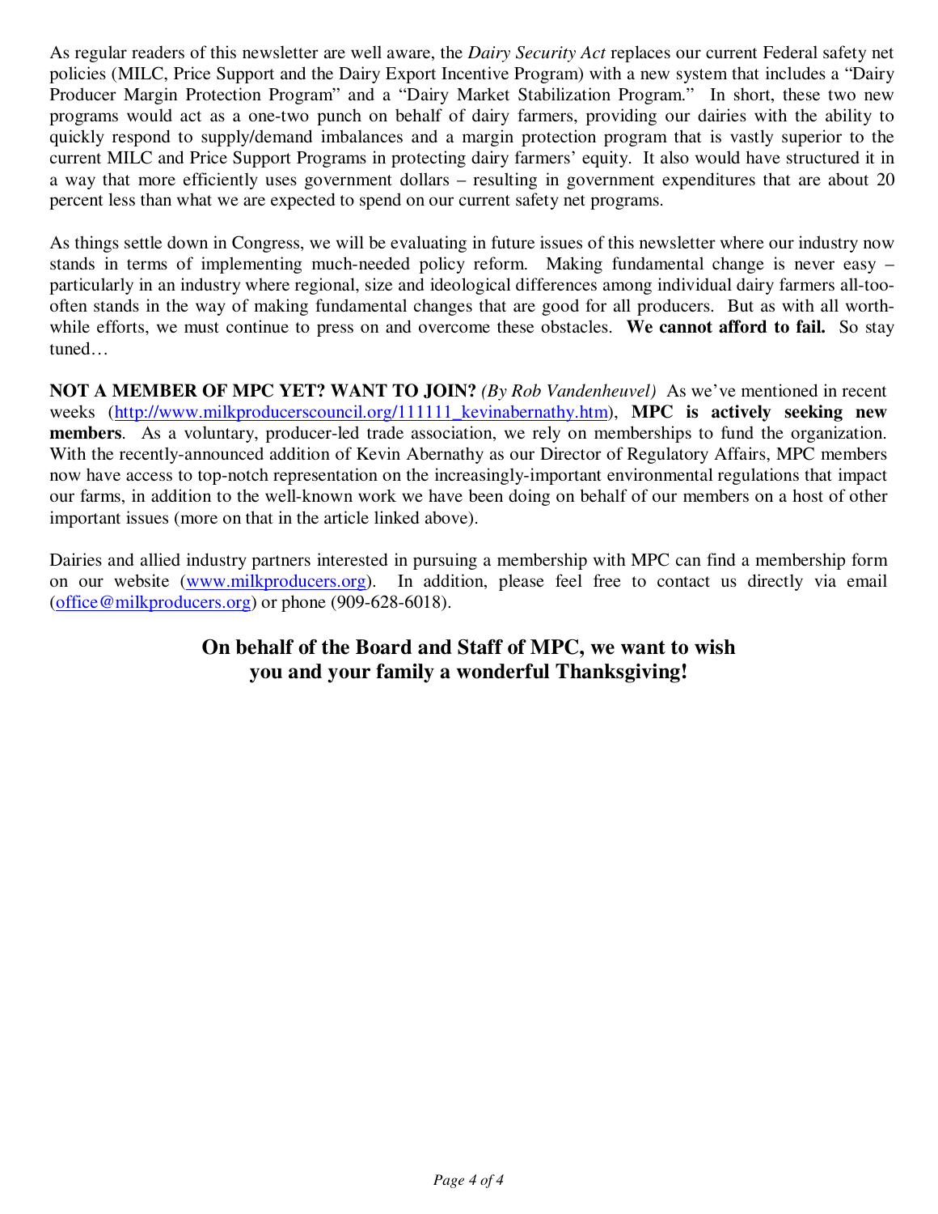As regular readers of this newsletter are well aware, the *Dairy Security Act* replaces our current Federal safety net policies (MILC, Price Support and the Dairy Export Incentive Program) with a new system that includes a "Dairy Producer Margin Protection Program" and a "Dairy Market Stabilization Program." In short, these two new programs would act as a one-two punch on behalf of dairy farmers, providing our dairies with the ability to quickly respond to supply/demand imbalances and a margin protection program that is vastly superior to the current MILC and Price Support Programs in protecting dairy farmers' equity. It also would have structured it in a way that more efficiently uses government dollars – resulting in government expenditures that are about 20 percent less than what we are expected to spend on our current safety net programs.

As things settle down in Congress, we will be evaluating in future issues of this newsletter where our industry now stands in terms of implementing much-needed policy reform. Making fundamental change is never easy – particularly in an industry where regional, size and ideological differences among individual dairy farmers all-too-often stands in the way of making fundamental changes that are good for all producers. But as with all worth-while efforts, we must continue to press on and overcome these obstacles. **We cannot afford to fail.** So stay tuned…

**NOT A MEMBER OF MPC YET? WANT TO JOIN?** *(By Rob Vandenheuvel)* As we've mentioned in recent weeks (http://www.milkproducerscouncil.org/111111_kevinabernathy.htm), **MPC is actively seeking new members**. As a voluntary, producer-led trade association, we rely on memberships to fund the organization. With the recently-announced addition of Kevin Abernathy as our Director of Regulatory Affairs, MPC members now have access to top-notch representation on the increasingly-important environmental regulations that impact our farms, in addition to the well-known work we have been doing on behalf of our members on a host of other important issues (more on that in the article linked above).

Dairies and allied industry partners interested in pursuing a membership with MPC can find a membership form on our website (www.milkproducers.org). In addition, please feel free to contact us directly via email (office@milkproducers.org) or phone (909-628-6018).

**On behalf of the Board and Staff of MPC, we want to wish you and your family a wonderful Thanksgiving!**